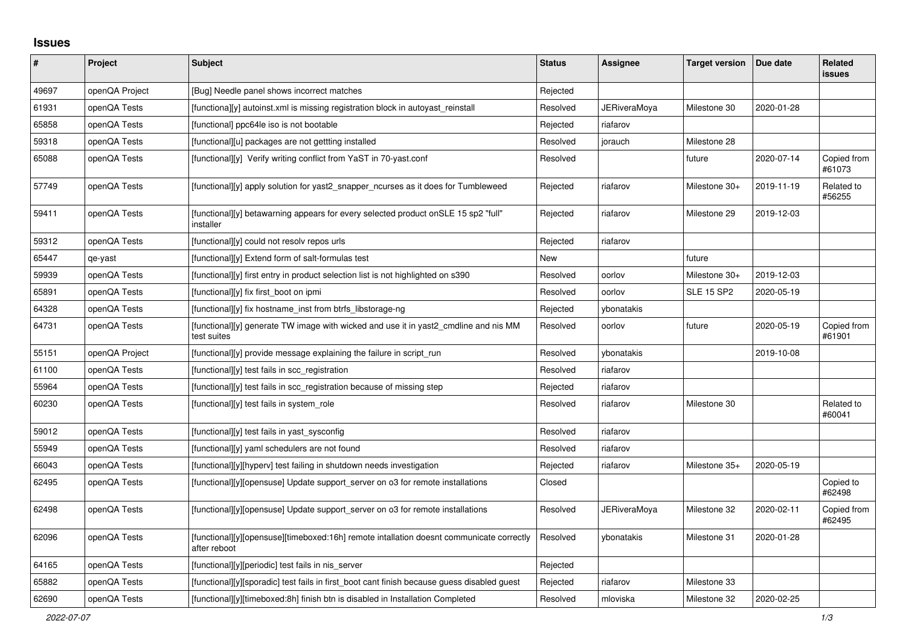# Issues

| # | Project | Subject | Status | Assignee | Target version | Due date | Related issues |
|---|---|---|---|---|---|---|---|
| 49697 | openQA Project | [Bug] Needle panel shows incorrect matches | Rejected | | | | |
| 61931 | openQA Tests | [functional][y] autoinst.xml is missing registration block in autoyast_reinstall | Resolved | JERiveraMoya | Milestone 30 | 2020-01-28 | |
| 65858 | openQA Tests | [functional] ppc64le iso is not bootable | Rejected | riafarov | | | |
| 59318 | openQA Tests | [functional][u] packages are not gettting installed | Resolved | jorauch | Milestone 28 | | |
| 65088 | openQA Tests | [functional][y] Verify writing conflict from YaST in 70-yast.conf | Resolved | | future | 2020-07-14 | Copied from #61073 |
| 57749 | openQA Tests | [functional][y] apply solution for yast2_snapper_ncurses as it does for Tumbleweed | Rejected | riafarov | Milestone 30+ | 2019-11-19 | Related to #56255 |
| 59411 | openQA Tests | [functional][y] betawarning appears for every selected product onSLE 15 sp2 "full" installer | Rejected | riafarov | Milestone 29 | 2019-12-03 | |
| 59312 | openQA Tests | [functional][y] could not resolv repos urls | Rejected | riafarov | | | |
| 65447 | qe-yast | [functional][y] Extend form of salt-formulas test | New | | future | | |
| 59939 | openQA Tests | [functional][y] first entry in product selection list is not highlighted on s390 | Resolved | oorlov | Milestone 30+ | 2019-12-03 | |
| 65891 | openQA Tests | [functional][y] fix first_boot on ipmi | Resolved | oorlov | SLE 15 SP2 | 2020-05-19 | |
| 64328 | openQA Tests | [functional][y] fix hostname_inst from btrfs_libstorage-ng | Rejected | ybonatakis | | | |
| 64731 | openQA Tests | [functional][y] generate TW image with wicked and use it in yast2_cmdline and nis MM test suites | Resolved | oorlov | future | 2020-05-19 | Copied from #61901 |
| 55151 | openQA Project | [functional][y] provide message explaining the failure in script_run | Resolved | ybonatakis | | 2019-10-08 | |
| 61100 | openQA Tests | [functional][y] test fails in scc_registration | Resolved | riafarov | | | |
| 55964 | openQA Tests | [functional][y] test fails in scc_registration because of missing step | Rejected | riafarov | | | |
| 60230 | openQA Tests | [functional][y] test fails in system_role | Resolved | riafarov | Milestone 30 | | Related to #60041 |
| 59012 | openQA Tests | [functional][y] test fails in yast_sysconfig | Resolved | riafarov | | | |
| 55949 | openQA Tests | [functional][y] yaml schedulers are not found | Resolved | riafarov | | | |
| 66043 | openQA Tests | [functional][y][hyperv] test failing in shutdown needs investigation | Rejected | riafarov | Milestone 35+ | 2020-05-19 | |
| 62495 | openQA Tests | [functional][y][opensuse] Update support_server on o3 for remote installations | Closed | | | | Copied to #62498 |
| 62498 | openQA Tests | [functional][y][opensuse] Update support_server on o3 for remote installations | Resolved | JERiveraMoya | Milestone 32 | 2020-02-11 | Copied from #62495 |
| 62096 | openQA Tests | [functional][y][opensuse][timeboxed:16h] remote intallation doesnt communicate correctly after reboot | Resolved | ybonatakis | Milestone 31 | 2020-01-28 | |
| 64165 | openQA Tests | [functional][y][periodic] test fails in nis_server | Rejected | | | | |
| 65882 | openQA Tests | [functional][y][sporadic] test fails in first_boot cant finish because guess disabled guest | Rejected | riafarov | Milestone 33 | | |
| 62690 | openQA Tests | [functional][y][timeboxed:8h] finish btn is disabled in Installation Completed | Resolved | mloviska | Milestone 32 | 2020-02-25 | |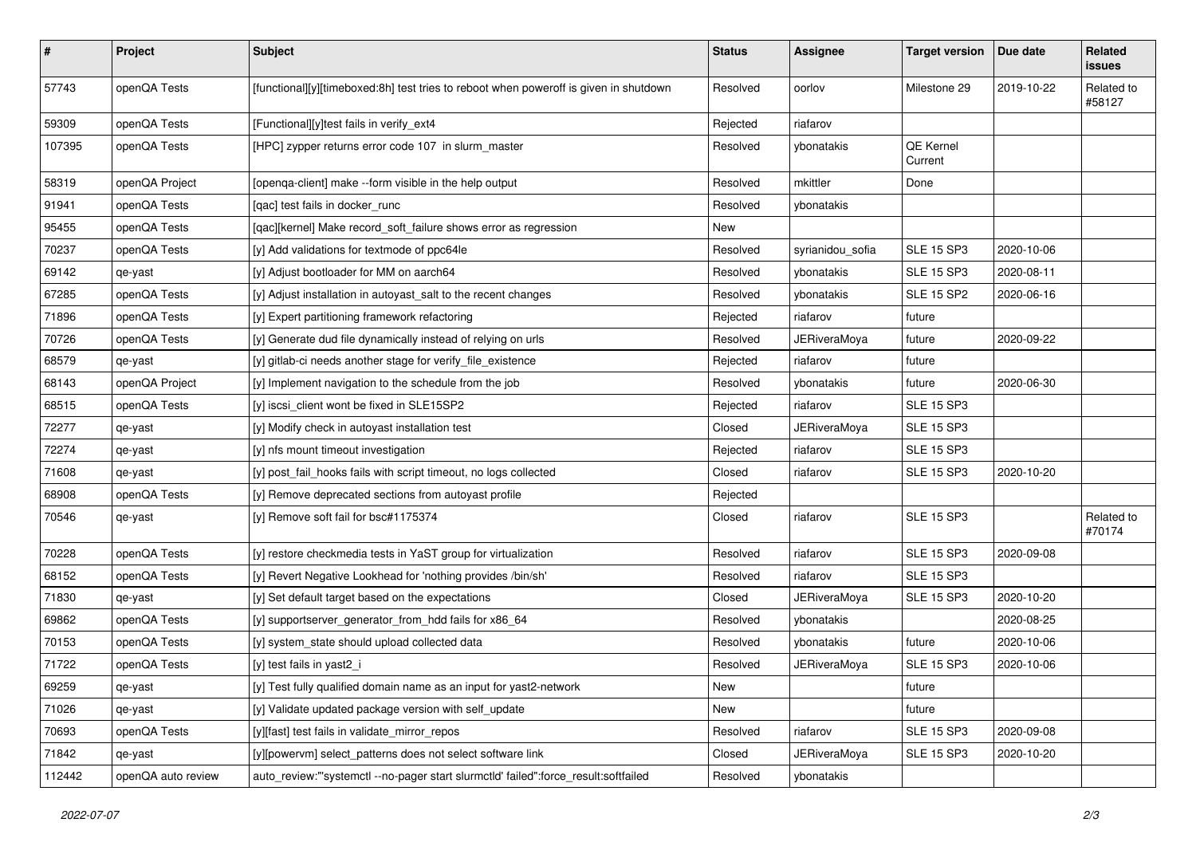| # | Project | Subject | Status | Assignee | Target version | Due date | Related issues |
|---|---|---|---|---|---|---|---|
| 57743 | openQA Tests | [functional][y][timeboxed:8h] test tries to reboot when poweroff is given in shutdown | Resolved | oorlov | Milestone 29 | 2019-10-22 | Related to #58127 |
| 59309 | openQA Tests | [Functional][y]test fails in verify_ext4 | Rejected | riafarov | | | |
| 107395 | openQA Tests | [HPC] zypper returns error code 107 in slurm_master | Resolved | ybonatakis | QE Kernel Current | | |
| 58319 | openQA Project | [openqa-client] make --form visible in the help output | Resolved | mkittler | Done | | |
| 91941 | openQA Tests | [qac] test fails in docker_runc | Resolved | ybonatakis | | | |
| 95455 | openQA Tests | [qac][kernel] Make record_soft_failure shows error as regression | New | | | | |
| 70237 | openQA Tests | [y] Add validations for textmode of ppc64le | Resolved | syrianidou_sofia | SLE 15 SP3 | 2020-10-06 | |
| 69142 | qe-yast | [y] Adjust bootloader for MM on aarch64 | Resolved | ybonatakis | SLE 15 SP3 | 2020-08-11 | |
| 67285 | openQA Tests | [y] Adjust installation in autoyast_salt to the recent changes | Resolved | ybonatakis | SLE 15 SP2 | 2020-06-16 | |
| 71896 | openQA Tests | [y] Expert partitioning framework refactoring | Rejected | riafarov | future | | |
| 70726 | openQA Tests | [y] Generate dud file dynamically instead of relying on urls | Resolved | JERiveraMoya | future | 2020-09-22 | |
| 68579 | qe-yast | [y] gitlab-ci needs another stage for verify_file_existence | Rejected | riafarov | future | | |
| 68143 | openQA Project | [y] Implement navigation to the schedule from the job | Resolved | ybonatakis | future | 2020-06-30 | |
| 68515 | openQA Tests | [y] iscsi_client wont be fixed in SLE15SP2 | Rejected | riafarov | SLE 15 SP3 | | |
| 72277 | qe-yast | [y] Modify check in autoyast installation test | Closed | JERiveraMoya | SLE 15 SP3 | | |
| 72274 | qe-yast | [y] nfs mount timeout investigation | Rejected | riafarov | SLE 15 SP3 | | |
| 71608 | qe-yast | [y] post_fail_hooks fails with script timeout, no logs collected | Closed | riafarov | SLE 15 SP3 | 2020-10-20 | |
| 68908 | openQA Tests | [y] Remove deprecated sections from autoyast profile | Rejected | | | | |
| 70546 | qe-yast | [y] Remove soft fail for bsc#1175374 | Closed | riafarov | SLE 15 SP3 | | Related to #70174 |
| 70228 | openQA Tests | [y] restore checkmedia tests in YaST group for virtualization | Resolved | riafarov | SLE 15 SP3 | 2020-09-08 | |
| 68152 | openQA Tests | [y] Revert Negative Lookhead for 'nothing provides /bin/sh' | Resolved | riafarov | SLE 15 SP3 | | |
| 71830 | qe-yast | [y] Set default target based on the expectations | Closed | JERiveraMoya | SLE 15 SP3 | 2020-10-20 | |
| 69862 | openQA Tests | [y] supportserver_generator_from_hdd fails for x86_64 | Resolved | ybonatakis | | 2020-08-25 | |
| 70153 | openQA Tests | [y] system_state should upload collected data | Resolved | ybonatakis | future | 2020-10-06 | |
| 71722 | openQA Tests | [y] test fails in yast2_i | Resolved | JERiveraMoya | SLE 15 SP3 | 2020-10-06 | |
| 69259 | qe-yast | [y] Test fully qualified domain name as an input for yast2-network | New | | future | | |
| 71026 | qe-yast | [y] Validate updated package version with self_update | New | | future | | |
| 70693 | openQA Tests | [y][fast] test fails in validate_mirror_repos | Resolved | riafarov | SLE 15 SP3 | 2020-09-08 | |
| 71842 | qe-yast | [y][powervm] select_patterns does not select software link | Closed | JERiveraMoya | SLE 15 SP3 | 2020-10-20 | |
| 112442 | openQA auto review | auto_review:"'systemctl --no-pager start slurmctld' failed":force_result:softfailed | Resolved | ybonatakis | | | |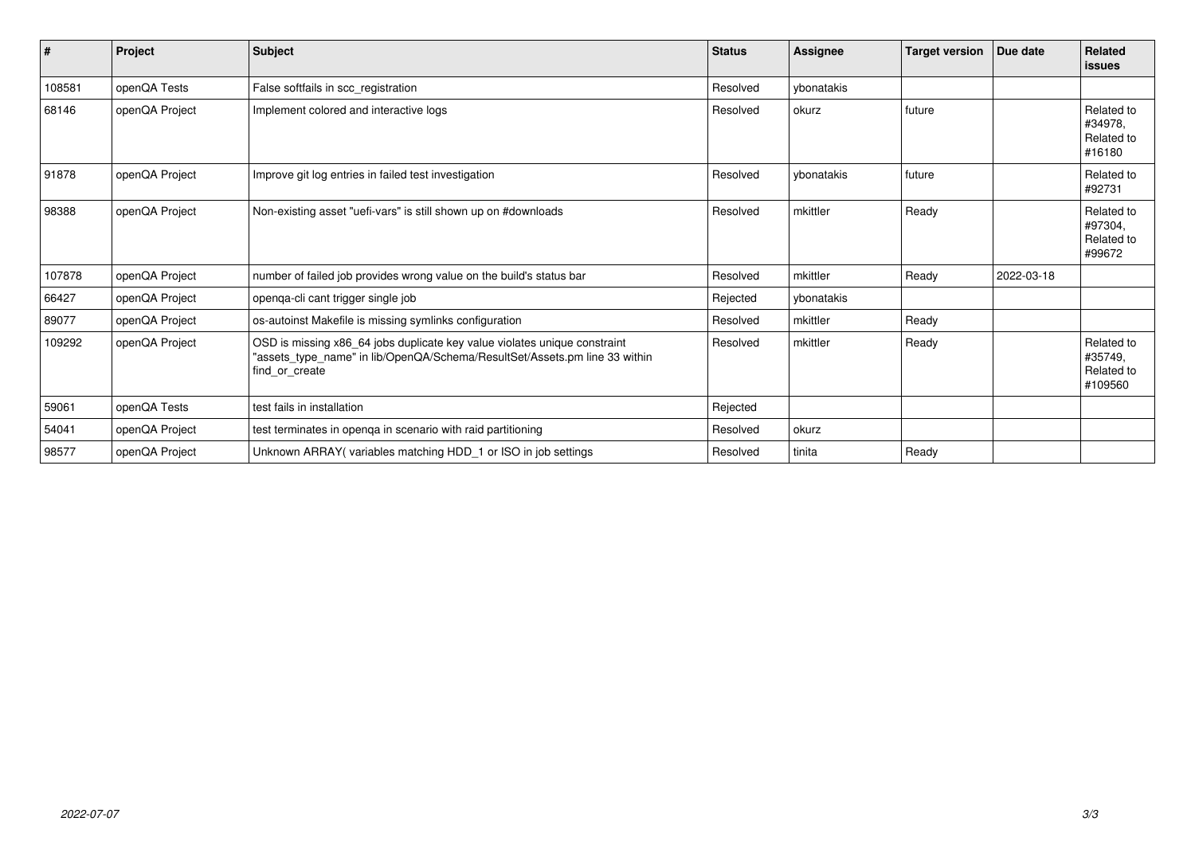| # | Project | Subject | Status | Assignee | Target version | Due date | Related issues |
|---|---|---|---|---|---|---|---|
| 108581 | openQA Tests | False softfails in scc_registration | Resolved | ybonatakis | | | |
| 68146 | openQA Project | Implement colored and interactive logs | Resolved | okurz | future | | Related to #34978, Related to #16180 |
| 91878 | openQA Project | Improve git log entries in failed test investigation | Resolved | ybonatakis | future | | Related to #92731 |
| 98388 | openQA Project | Non-existing asset "uefi-vars" is still shown up on #downloads | Resolved | mkittler | Ready | | Related to #97304, Related to #99672 |
| 107878 | openQA Project | number of failed job provides wrong value on the build's status bar | Resolved | mkittler | Ready | 2022-03-18 | |
| 66427 | openQA Project | openqa-cli cant trigger single job | Rejected | ybonatakis | | | |
| 89077 | openQA Project | os-autoinst Makefile is missing symlinks configuration | Resolved | mkittler | Ready | | |
| 109292 | openQA Project | OSD is missing x86_64 jobs duplicate key value violates unique constraint "assets_type_name" in lib/OpenQA/Schema/ResultSet/Assets.pm line 33 within find_or_create | Resolved | mkittler | Ready | | Related to #35749, Related to #109560 |
| 59061 | openQA Tests | test fails in installation | Rejected | | | | |
| 54041 | openQA Project | test terminates in openqa in scenario with raid partitioning | Resolved | okurz | | | |
| 98577 | openQA Project | Unknown ARRAY( variables matching HDD_1 or ISO in job settings | Resolved | tinita | Ready | | |